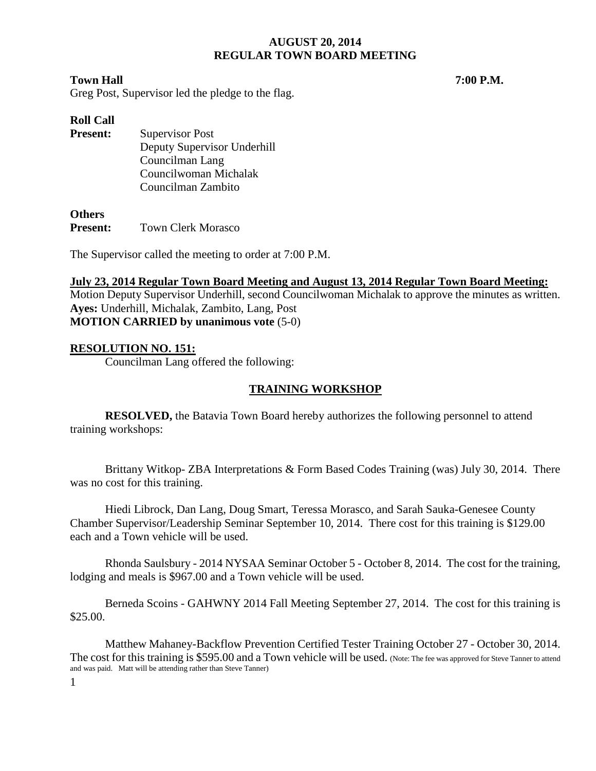# AUGUST 20, 2014
# REGULAR TOWN BOARD MEETING

**Town Hall** **7:00 P.M.**

Greg Post, Supervisor led the pledge to the flag.

**Roll Call**

**Present:** Supervisor Post
Deputy Supervisor Underhill
Councilman Lang
Councilwoman Michalak
Councilman Zambito

**Others**

**Present:** Town Clerk Morasco

The Supervisor called the meeting to order at 7:00 P.M.

**July 23, 2014 Regular Town Board Meeting and August 13, 2014 Regular Town Board Meeting:**
Motion Deputy Supervisor Underhill, second Councilwoman Michalak to approve the minutes as written.
**Ayes:** Underhill, Michalak, Zambito, Lang, Post
**MOTION CARRIED by unanimous vote** (5-0)

**RESOLUTION NO. 151:**

Councilman Lang offered the following:

**TRAINING WORKSHOP**

**RESOLVED,** the Batavia Town Board hereby authorizes the following personnel to attend training workshops:

Brittany Witkop- ZBA Interpretations & Form Based Codes Training (was) July 30, 2014. There was no cost for this training.

Hiedi Librock, Dan Lang, Doug Smart, Teressa Morasco, and Sarah Sauka-Genesee County Chamber Supervisor/Leadership Seminar September 10, 2014. There cost for this training is $129.00 each and a Town vehicle will be used.

Rhonda Saulsbury - 2014 NYSAA Seminar October 5 - October 8, 2014. The cost for the training, lodging and meals is $967.00 and a Town vehicle will be used.

Berneda Scoins - GAHWNY 2014 Fall Meeting September 27, 2014. The cost for this training is $25.00.

Matthew Mahaney-Backflow Prevention Certified Tester Training October 27 - October 30, 2014. The cost for this training is $595.00 and a Town vehicle will be used. (Note: The fee was approved for Steve Tanner to attend and was paid. Matt will be attending rather than Steve Tanner)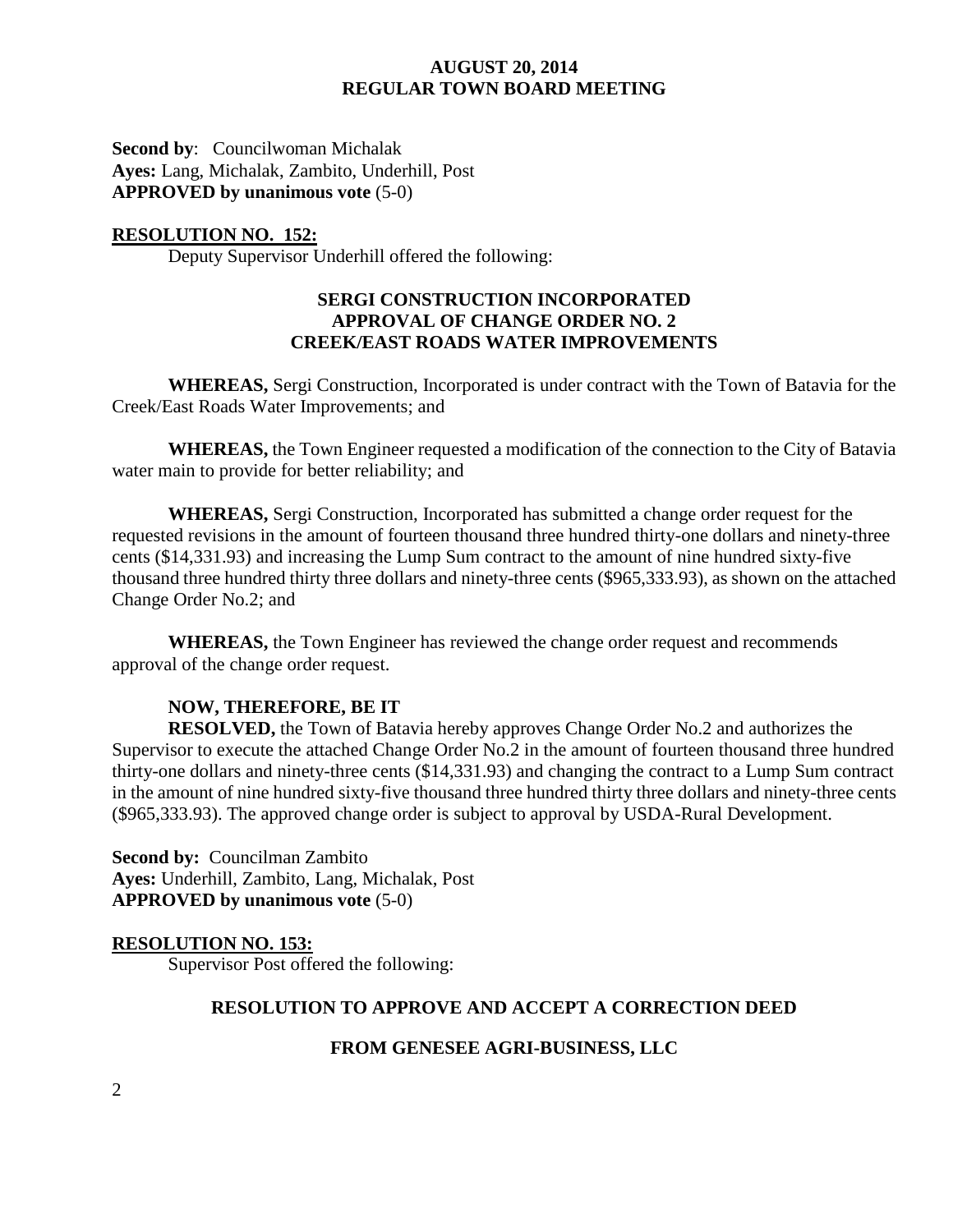**Second by**: Councilwoman Michalak
**Ayes:** Lang, Michalak, Zambito, Underhill, Post
**APPROVED by unanimous vote** (5-0)

**RESOLUTION NO. 152:**

Deputy Supervisor Underhill offered the following:

**SERGI CONSTRUCTION INCORPORATED**
**APPROVAL OF CHANGE ORDER NO. 2**
**CREEK/EAST ROADS WATER IMPROVEMENTS**

**WHEREAS,** Sergi Construction, Incorporated is under contract with the Town of Batavia for the Creek/East Roads Water Improvements; and

**WHEREAS,** the Town Engineer requested a modification of the connection to the City of Batavia water main to provide for better reliability; and

**WHEREAS,** Sergi Construction, Incorporated has submitted a change order request for the requested revisions in the amount of fourteen thousand three hundred thirty-one dollars and ninety-three cents ($14,331.93) and increasing the Lump Sum contract to the amount of nine hundred sixty-five thousand three hundred thirty three dollars and ninety-three cents ($965,333.93), as shown on the attached Change Order No.2; and

**WHEREAS,** the Town Engineer has reviewed the change order request and recommends approval of the change order request.

**NOW, THEREFORE, BE IT**

**RESOLVED,** the Town of Batavia hereby approves Change Order No.2 and authorizes the Supervisor to execute the attached Change Order No.2 in the amount of fourteen thousand three hundred thirty-one dollars and ninety-three cents ($14,331.93) and changing the contract to a Lump Sum contract in the amount of nine hundred sixty-five thousand three hundred thirty three dollars and ninety-three cents ($965,333.93). The approved change order is subject to approval by USDA-Rural Development.

**Second by:** Councilman Zambito
**Ayes:** Underhill, Zambito, Lang, Michalak, Post
**APPROVED by unanimous vote** (5-0)

**RESOLUTION NO. 153:**

Supervisor Post offered the following:

**RESOLUTION TO APPROVE AND ACCEPT A CORRECTION DEED**

**FROM GENESEE AGRI-BUSINESS, LLC**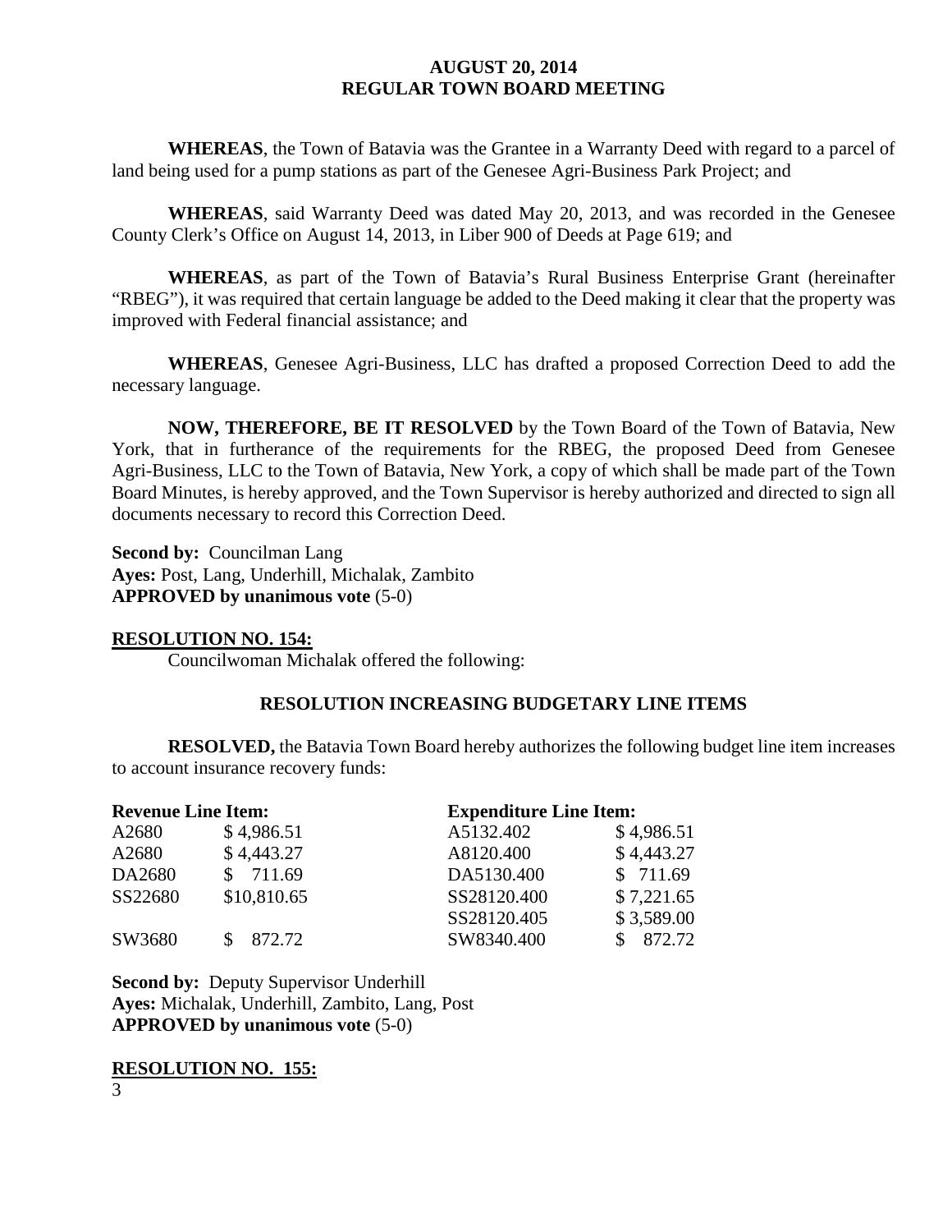**WHEREAS**, the Town of Batavia was the Grantee in a Warranty Deed with regard to a parcel of land being used for a pump stations as part of the Genesee Agri-Business Park Project; and

**WHEREAS**, said Warranty Deed was dated May 20, 2013, and was recorded in the Genesee County Clerk's Office on August 14, 2013, in Liber 900 of Deeds at Page 619; and

**WHEREAS**, as part of the Town of Batavia's Rural Business Enterprise Grant (hereinafter "RBEG"), it was required that certain language be added to the Deed making it clear that the property was improved with Federal financial assistance; and

**WHEREAS**, Genesee Agri-Business, LLC has drafted a proposed Correction Deed to add the necessary language.

**NOW, THEREFORE, BE IT RESOLVED** by the Town Board of the Town of Batavia, New York, that in furtherance of the requirements for the RBEG, the proposed Deed from Genesee Agri-Business, LLC to the Town of Batavia, New York, a copy of which shall be made part of the Town Board Minutes, is hereby approved, and the Town Supervisor is hereby authorized and directed to sign all documents necessary to record this Correction Deed.

**Second by:** Councilman Lang
**Ayes:** Post, Lang, Underhill, Michalak, Zambito
**APPROVED by unanimous vote** (5-0)

**RESOLUTION NO. 154:**

Councilwoman Michalak offered the following:

**RESOLUTION INCREASING BUDGETARY LINE ITEMS**

**RESOLVED,** the Batavia Town Board hereby authorizes the following budget line item increases to account insurance recovery funds:

| **Revenue Line Item:** | | **Expenditure Line Item:** | |
|---|---|---|---|
| A2680 | $ 4,986.51 | A5132.402 | $ 4,986.51 |
| A2680 | $ 4,443.27 | A8120.400 | $ 4,443.27 |
| DA2680 | $ 711.69 | DA5130.400 | $ 711.69 |
| SS22680 | $10,810.65 | SS28120.400 | $ 7,221.65 |
| | | SS28120.405 | $ 3,589.00 |
| SW3680 | $ 872.72 | SW8340.400 | $ 872.72 |

**Second by:** Deputy Supervisor Underhill
**Ayes:** Michalak, Underhill, Zambito, Lang, Post
**APPROVED by unanimous vote** (5-0)

**RESOLUTION NO. 155:**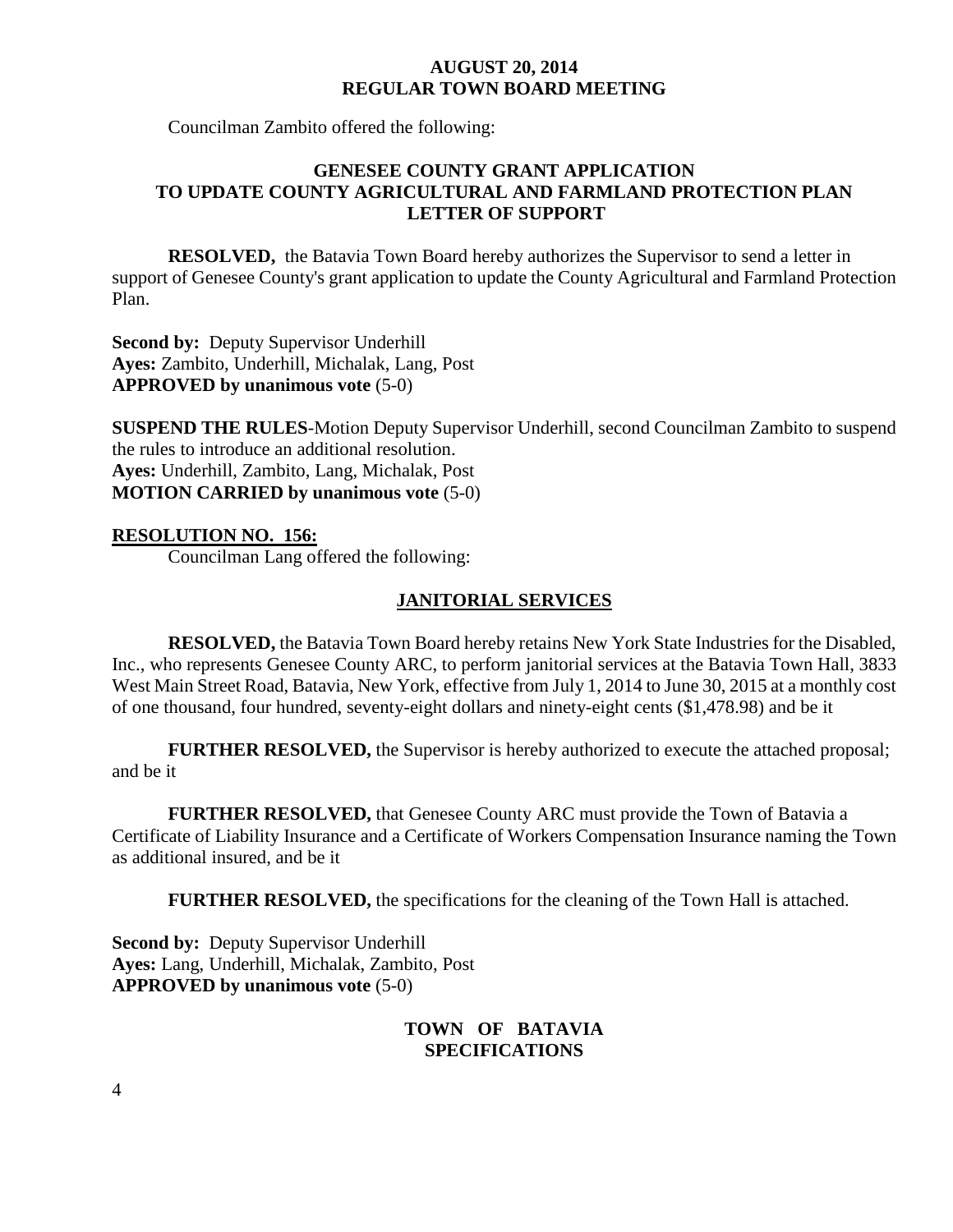Councilman Zambito offered the following:

## GENESEE COUNTY GRANT APPLICATION TO UPDATE COUNTY AGRICULTURAL AND FARMLAND PROTECTION PLAN LETTER OF SUPPORT

**RESOLVED,** the Batavia Town Board hereby authorizes the Supervisor to send a letter in support of Genesee County's grant application to update the County Agricultural and Farmland Protection Plan.

**Second by:** Deputy Supervisor Underhill
**Ayes:** Zambito, Underhill, Michalak, Lang, Post
**APPROVED by unanimous vote** (5-0)

**SUSPEND THE RULES**-Motion Deputy Supervisor Underhill, second Councilman Zambito to suspend the rules to introduce an additional resolution.
**Ayes:** Underhill, Zambito, Lang, Michalak, Post
**MOTION CARRIED by unanimous vote** (5-0)

**RESOLUTION NO. 156:**

Councilman Lang offered the following:

## JANITORIAL SERVICES

**RESOLVED,** the Batavia Town Board hereby retains New York State Industries for the Disabled, Inc., who represents Genesee County ARC, to perform janitorial services at the Batavia Town Hall, 3833 West Main Street Road, Batavia, New York, effective from July 1, 2014 to June 30, 2015 at a monthly cost of one thousand, four hundred, seventy-eight dollars and ninety-eight cents ($1,478.98) and be it

**FURTHER RESOLVED,** the Supervisor is hereby authorized to execute the attached proposal; and be it

**FURTHER RESOLVED,** that Genesee County ARC must provide the Town of Batavia a Certificate of Liability Insurance and a Certificate of Workers Compensation Insurance naming the Town as additional insured, and be it

**FURTHER RESOLVED,** the specifications for the cleaning of the Town Hall is attached.

**Second by:** Deputy Supervisor Underhill
**Ayes:** Lang, Underhill, Michalak, Zambito, Post
**APPROVED by unanimous vote** (5-0)

## TOWN OF BATAVIA SPECIFICATIONS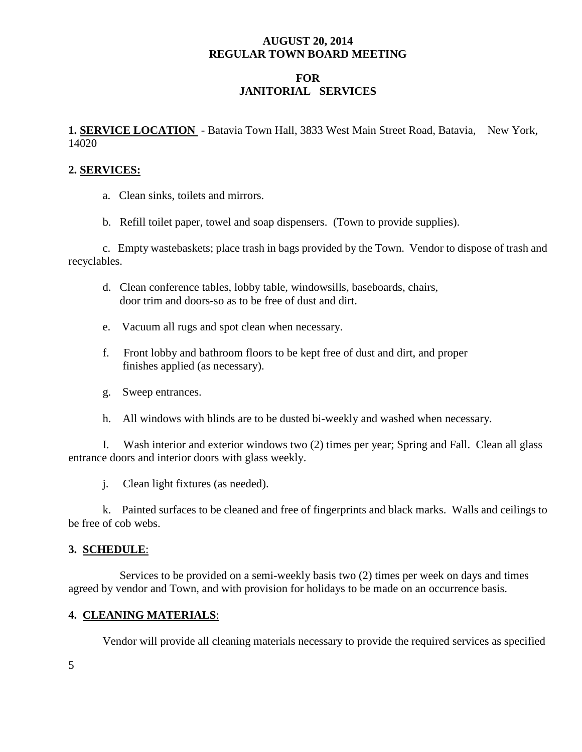**AUGUST 20, 2014**
**REGULAR TOWN BOARD MEETING**

**FOR**
**JANITORIAL SERVICES**

**1. <u>SERVICE LOCATION</u>** - Batavia Town Hall, 3833 West Main Street Road, Batavia, New York, 14020

**2. <u>SERVICES:</u>**

a. Clean sinks, toilets and mirrors.

b. Refill toilet paper, towel and soap dispensers. (Town to provide supplies).

c. Empty wastebaskets; place trash in bags provided by the Town. Vendor to dispose of trash and recyclables.

d. Clean conference tables, lobby table, windowsills, baseboards, chairs, door trim and doors-so as to be free of dust and dirt.

e. Vacuum all rugs and spot clean when necessary.

f. Front lobby and bathroom floors to be kept free of dust and dirt, and proper finishes applied (as necessary).

g. Sweep entrances.

h. All windows with blinds are to be dusted bi-weekly and washed when necessary.

I. Wash interior and exterior windows two (2) times per year; Spring and Fall. Clean all glass entrance doors and interior doors with glass weekly.

j. Clean light fixtures (as needed).

k. Painted surfaces to be cleaned and free of fingerprints and black marks. Walls and ceilings to be free of cob webs.

**3. <u>SCHEDULE</u>**:

Services to be provided on a semi-weekly basis two (2) times per week on days and times agreed by vendor and Town, and with provision for holidays to be made on an occurrence basis.

**4. <u>CLEANING MATERIALS</u>**:

Vendor will provide all cleaning materials necessary to provide the required services as specified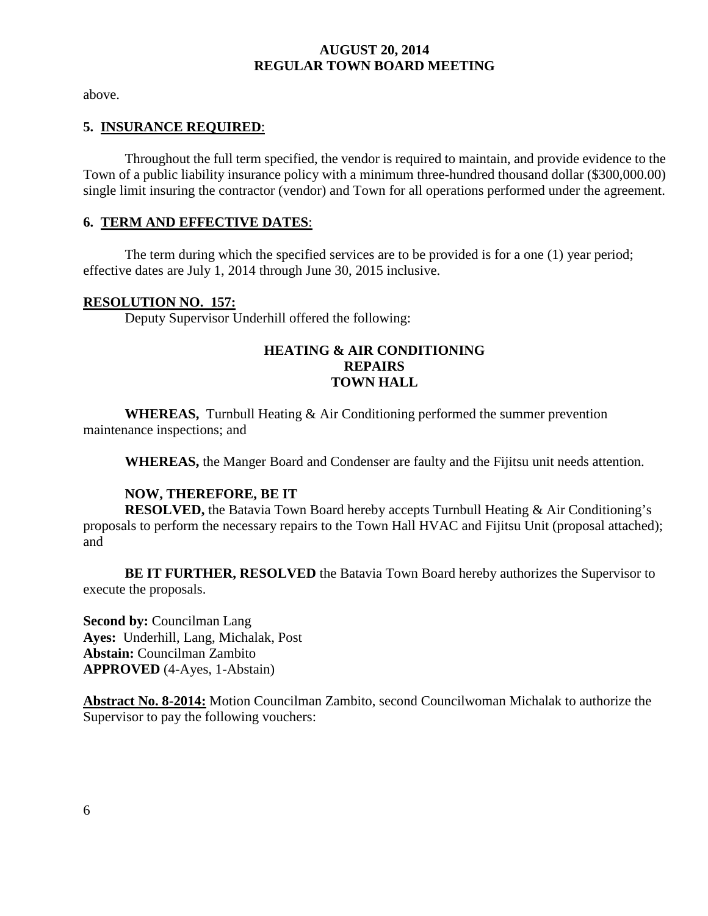above.

**5. INSURANCE REQUIRED**:

Throughout the full term specified, the vendor is required to maintain, and provide evidence to the Town of a public liability insurance policy with a minimum three-hundred thousand dollar ($300,000.00) single limit insuring the contractor (vendor) and Town for all operations performed under the agreement.

**6. TERM AND EFFECTIVE DATES**:

The term during which the specified services are to be provided is for a one (1) year period; effective dates are July 1, 2014 through June 30, 2015 inclusive.

**RESOLUTION NO. 157:**

Deputy Supervisor Underhill offered the following:

**HEATING & AIR CONDITIONING**
**REPAIRS**
**TOWN HALL**

**WHEREAS,** Turnbull Heating & Air Conditioning performed the summer prevention maintenance inspections; and

**WHEREAS,** the Manger Board and Condenser are faulty and the Fijitsu unit needs attention.

**NOW, THEREFORE, BE IT**
**RESOLVED,** the Batavia Town Board hereby accepts Turnbull Heating & Air Conditioning's proposals to perform the necessary repairs to the Town Hall HVAC and Fijitsu Unit (proposal attached); and

**BE IT FURTHER, RESOLVED** the Batavia Town Board hereby authorizes the Supervisor to execute the proposals.

**Second by:** Councilman Lang
**Ayes:** Underhill, Lang, Michalak, Post
**Abstain:** Councilman Zambito
**APPROVED** (4-Ayes, 1-Abstain)

**Abstract No. 8-2014:** Motion Councilman Zambito, second Councilwoman Michalak to authorize the Supervisor to pay the following vouchers: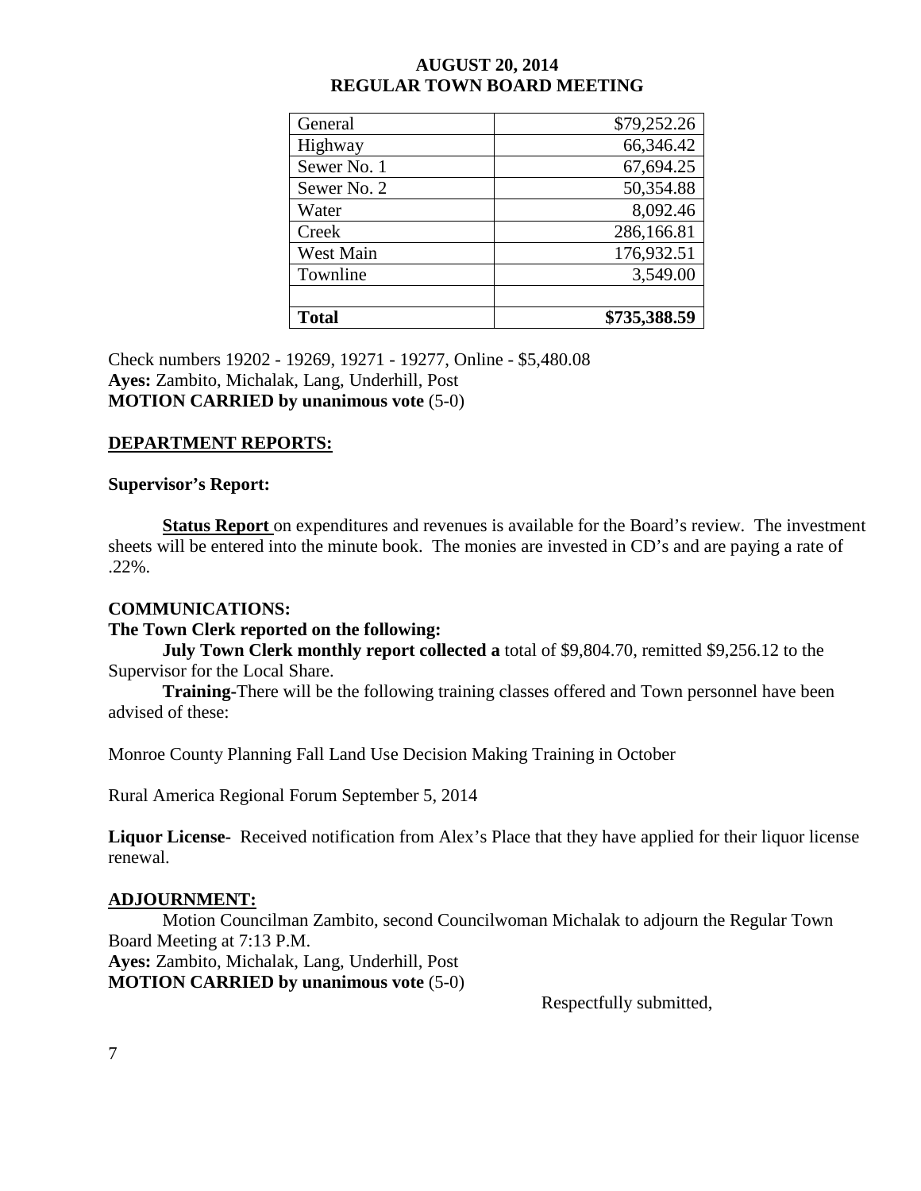| | |
|---|---|
| General | \$79,252.26 |
| Highway | 66,346.42 |
| Sewer No. 1 | 67,694.25 |
| Sewer No. 2 | 50,354.88 |
| Water | 8,092.46 |
| Creek | 286,166.81 |
| West Main | 176,932.51 |
| Townline | 3,549.00 |
| | |
| **Total** | **\$735,388.59** |

Check numbers 19202 - 19269, 19271 - 19277, Online - \$5,480.08
**Ayes:** Zambito, Michalak, Lang, Underhill, Post
**MOTION CARRIED by unanimous vote** (5-0)

## DEPARTMENT REPORTS:

**Supervisor's Report:**

**Status Report** on expenditures and revenues is available for the Board's review. The investment sheets will be entered into the minute book. The monies are invested in CD's and are paying a rate of .22%.

## COMMUNICATIONS:

**The Town Clerk reported on the following:**

**July Town Clerk monthly report collected a** total of \$9,804.70, remitted \$9,256.12 to the Supervisor for the Local Share.

**Training-**There will be the following training classes offered and Town personnel have been advised of these:

Monroe County Planning Fall Land Use Decision Making Training in October

Rural America Regional Forum September 5, 2014

**Liquor License-** Received notification from Alex's Place that they have applied for their liquor license renewal.

## ADJOURNMENT:

Motion Councilman Zambito, second Councilwoman Michalak to adjourn the Regular Town Board Meeting at 7:13 P.M.
**Ayes:** Zambito, Michalak, Lang, Underhill, Post
**MOTION CARRIED by unanimous vote** (5-0)

Respectfully submitted,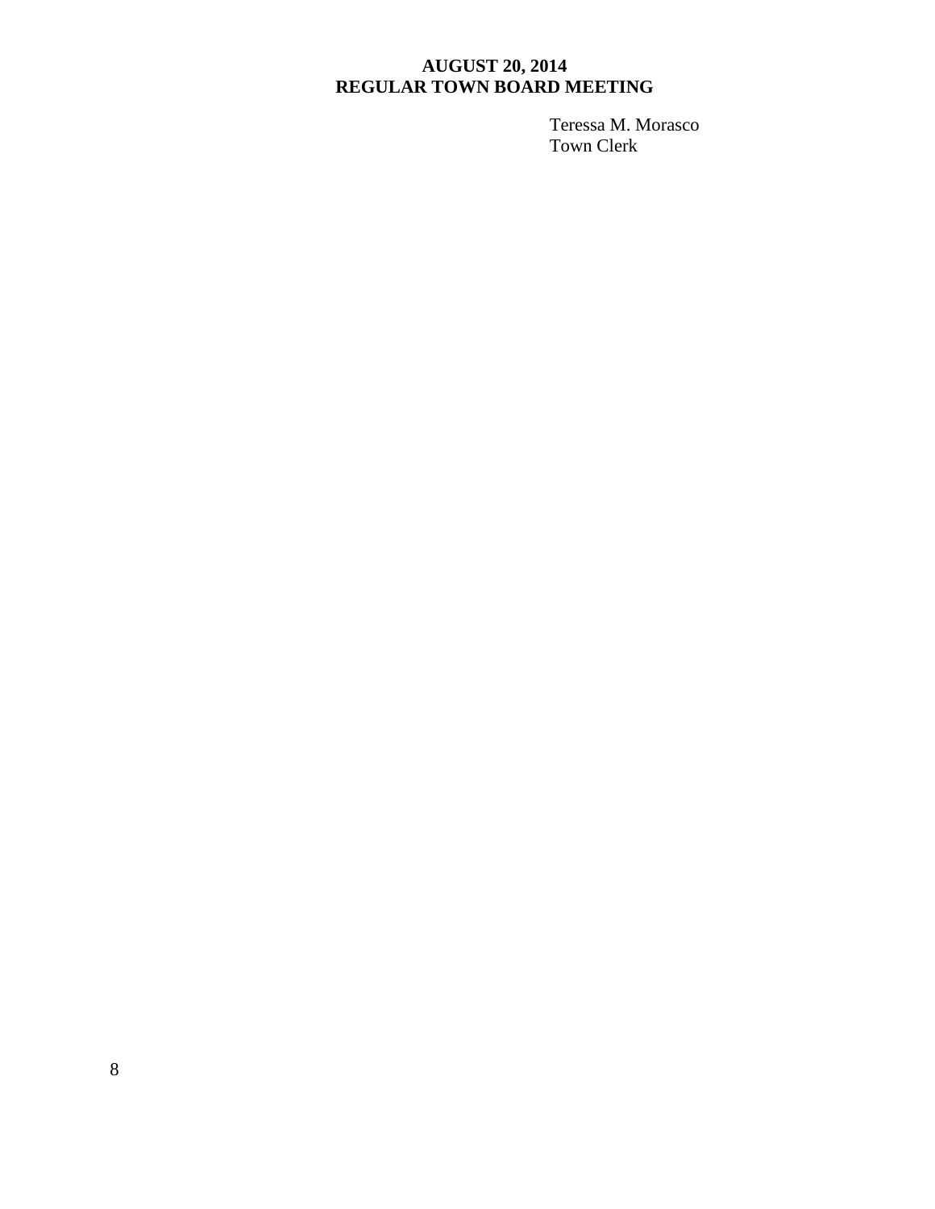Teressa M. Morasco
Town Clerk